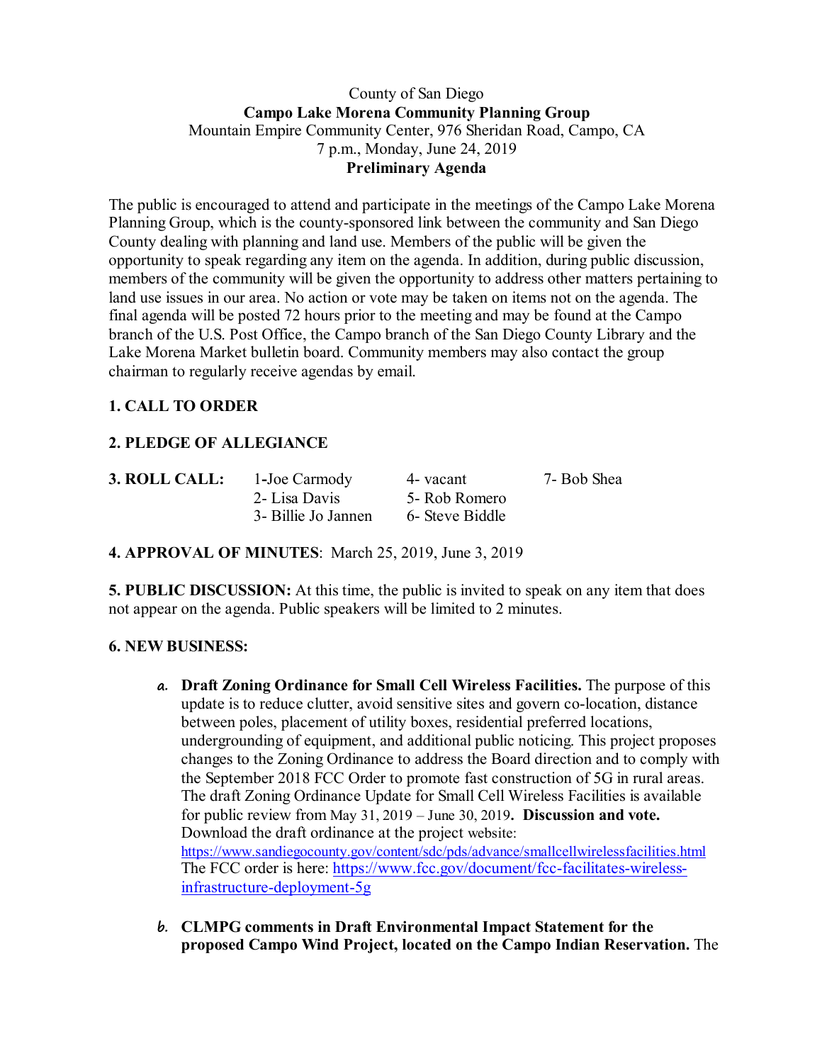County of San Diego

**Campo Lake Morena Community Planning Group**

Mountain Empire Community Center, 976 Sheridan Road, Campo, CA

7 p.m., Monday, June 24, 2019

**Preliminary Agenda**

The public is encouraged to attend and participate in the meetings of the Campo Lake Morena Planning Group, which is the county-sponsored link between the community and San Diego County dealing with planning and land use. Members of the public will be given the opportunity to speak regarding any item on the agenda. In addition, during public discussion, members of the community will be given the opportunity to address other matters pertaining to land use issues in our area. No action or vote may be taken on items not on the agenda. The final agenda will be posted 72 hours prior to the meeting and may be found at the Campo branch of the U.S. Post Office, the Campo branch of the San Diego County Library and the Lake Morena Market bulletin board. Community members may also contact the group chairman to regularly receive agendas by email.

**1. CALL TO ORDER**

**2. PLEDGE OF ALLEGIANCE**

**3. ROLL CALL:**

1-Joe Carmody
2- Lisa Davis
3- Billie Jo Jannen
4- vacant
5- Rob Romero
6- Steve Biddle
7- Bob Shea

**4. APPROVAL OF MINUTES**: March 25, 2019, June 3, 2019

**5. PUBLIC DISCUSSION:** At this time, the public is invited to speak on any item that does not appear on the agenda. Public speakers will be limited to 2 minutes.

**6. NEW BUSINESS:**

a. **Draft Zoning Ordinance for Small Cell Wireless Facilities.** The purpose of this update is to reduce clutter, avoid sensitive sites and govern co-location, distance between poles, placement of utility boxes, residential preferred locations, undergrounding of equipment, and additional public noticing. This project proposes changes to the Zoning Ordinance to address the Board direction and to comply with the September 2018 FCC Order to promote fast construction of 5G in rural areas. The draft Zoning Ordinance Update for Small Cell Wireless Facilities is available for public review from May 31, 2019 – June 30, 2019**. Discussion and vote.** Download the draft ordinance at the project website: https://www.sandiegocounty.gov/content/sdc/pds/advance/smallcellwirelessfacilities.html The FCC order is here: https://www.fcc.gov/document/fcc-facilitates-wireless-infrastructure-deployment-5g

b. **CLMPG comments in Draft Environmental Impact Statement for the proposed Campo Wind Project, located on the Campo Indian Reservation.** The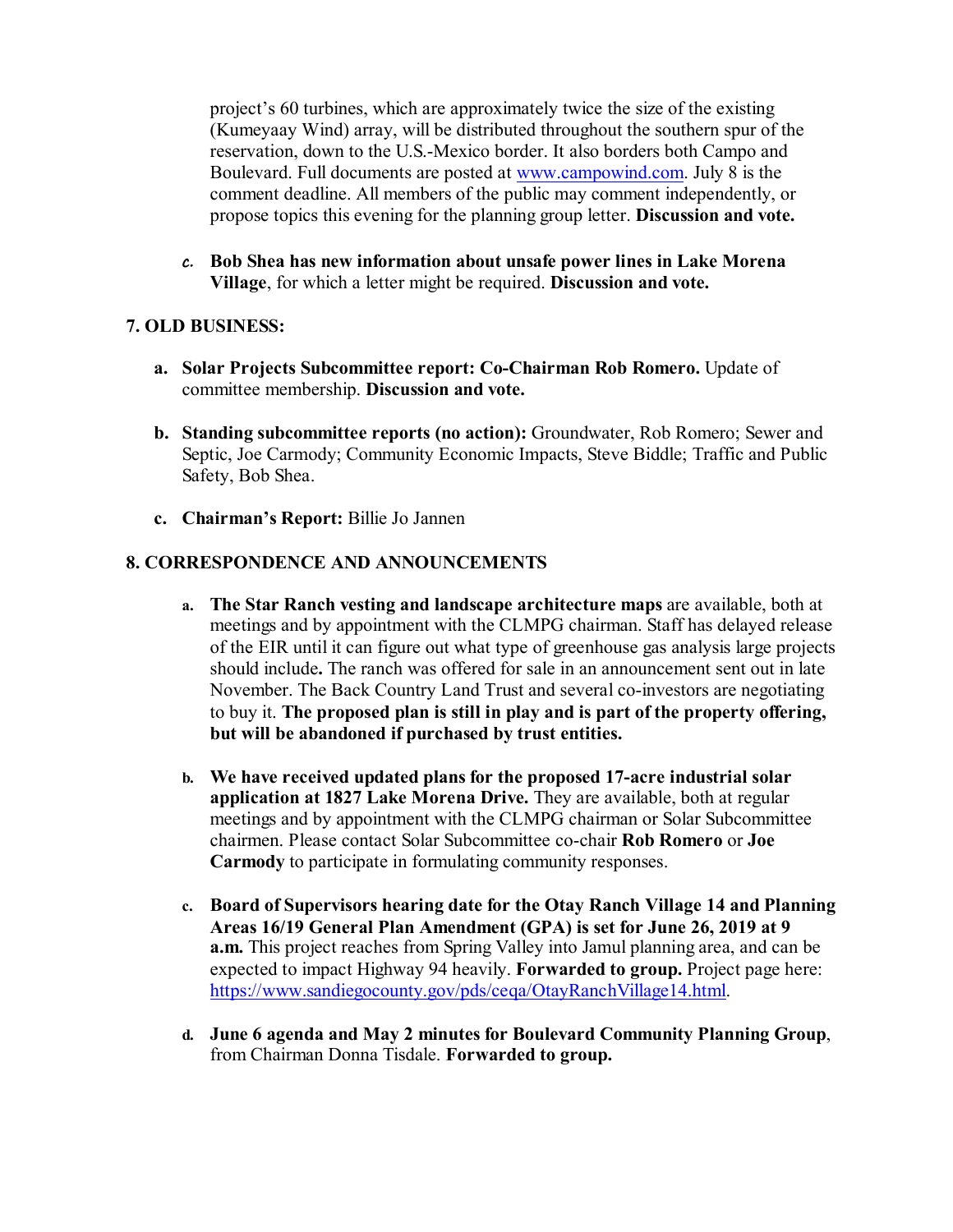project's 60 turbines, which are approximately twice the size of the existing (Kumeyaay Wind) array, will be distributed throughout the southern spur of the reservation, down to the U.S.-Mexico border. It also borders both Campo and Boulevard. Full documents are posted at [www.campowind.com](www.campowind.com). July 8 is the comment deadline. All members of the public may comment independently, or propose topics this evening for the planning group letter. **Discussion and vote.**

c. **Bob Shea has new information about unsafe power lines in Lake Morena Village**, for which a letter might be required. **Discussion and vote.**

## 7. OLD BUSINESS:

a. **Solar Projects Subcommittee report: Co-Chairman Rob Romero.** Update of committee membership. **Discussion and vote.**

b. **Standing subcommittee reports (no action):** Groundwater, Rob Romero; Sewer and Septic, Joe Carmody; Community Economic Impacts, Steve Biddle; Traffic and Public Safety, Bob Shea.

c. **Chairman's Report:** Billie Jo Jannen

## 8. CORRESPONDENCE AND ANNOUNCEMENTS

a. **The Star Ranch vesting and landscape architecture maps** are available, both at meetings and by appointment with the CLMPG chairman. Staff has delayed release of the EIR until it can figure out what type of greenhouse gas analysis large projects should include**.** The ranch was offered for sale in an announcement sent out in late November. The Back Country Land Trust and several co-investors are negotiating to buy it. **The proposed plan is still in play and is part of the property offering, but will be abandoned if purchased by trust entities.**

b. **We have received updated plans for the proposed 17-acre industrial solar application at 1827 Lake Morena Drive.** They are available, both at regular meetings and by appointment with the CLMPG chairman or Solar Subcommittee chairmen. Please contact Solar Subcommittee co-chair **Rob Romero** or **Joe Carmody** to participate in formulating community responses.

c. **Board of Supervisors hearing date for the Otay Ranch Village 14 and Planning Areas 16/19 General Plan Amendment (GPA) is set for June 26, 2019 at 9 a.m.** This project reaches from Spring Valley into Jamul planning area, and can be expected to impact Highway 94 heavily. **Forwarded to group.** Project page here: [https://www.sandiegocounty.gov/pds/ceqa/OtayRanchVillage14.html](https://www.sandiegocounty.gov/pds/ceqa/OtayRanchVillage14.html).

d. **June 6 agenda and May 2 minutes for Boulevard Community Planning Group**, from Chairman Donna Tisdale. **Forwarded to group.**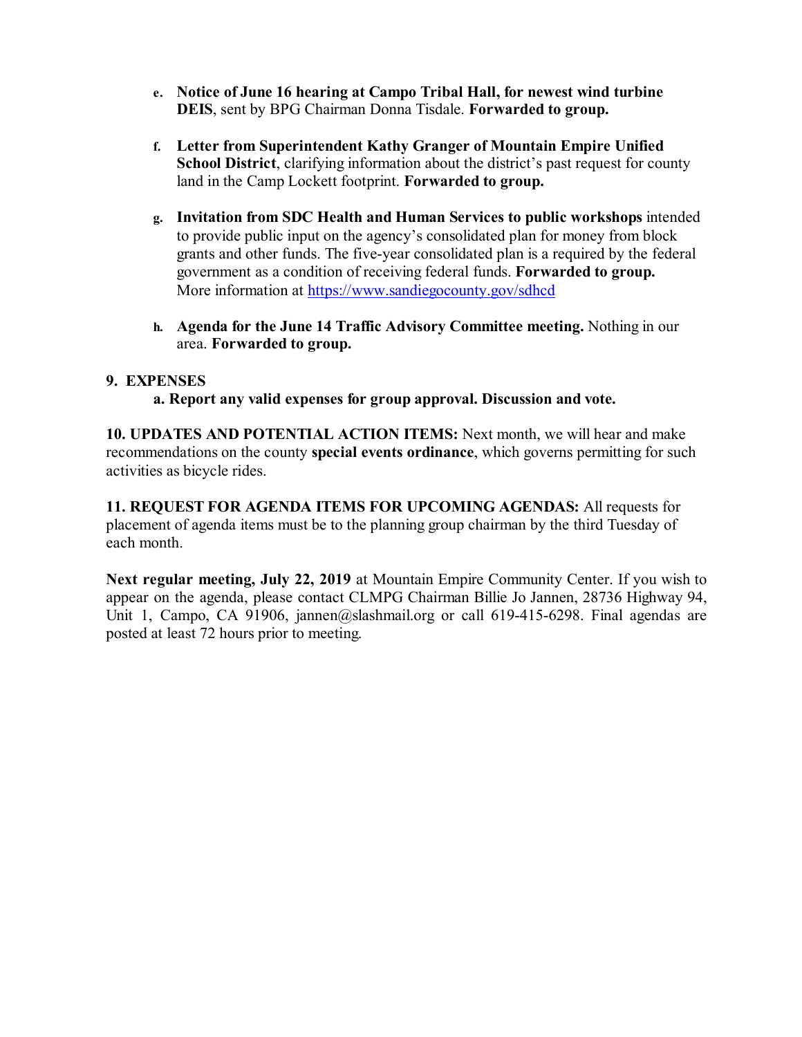e. **Notice of June 16 hearing at Campo Tribal Hall, for newest wind turbine DEIS**, sent by BPG Chairman Donna Tisdale. **Forwarded to group.**

f. **Letter from Superintendent Kathy Granger of Mountain Empire Unified School District**, clarifying information about the district's past request for county land in the Camp Lockett footprint. **Forwarded to group.**

g. **Invitation from SDC Health and Human Services to public workshops** intended to provide public input on the agency's consolidated plan for money from block grants and other funds. The five-year consolidated plan is a required by the federal government as a condition of receiving federal funds. **Forwarded to group.** More information at [https://www.sandiegocounty.gov/sdhcd](https://www.sandiegocounty.gov/sdhcd)

h. **Agenda for the June 14 Traffic Advisory Committee meeting.** Nothing in our area. **Forwarded to group.**

**9. EXPENSES**

**a. Report any valid expenses for group approval. Discussion and vote.**

**10. UPDATES AND POTENTIAL ACTION ITEMS:** Next month, we will hear and make recommendations on the county **special events ordinance**, which governs permitting for such activities as bicycle rides.

**11. REQUEST FOR AGENDA ITEMS FOR UPCOMING AGENDAS:** All requests for placement of agenda items must be to the planning group chairman by the third Tuesday of each month.

**Next regular meeting, July 22, 2019** at Mountain Empire Community Center. If you wish to appear on the agenda, please contact CLMPG Chairman Billie Jo Jannen, 28736 Highway 94, Unit 1, Campo, CA 91906, jannen@slashmail.org or call 619-415-6298. Final agendas are posted at least 72 hours prior to meeting.